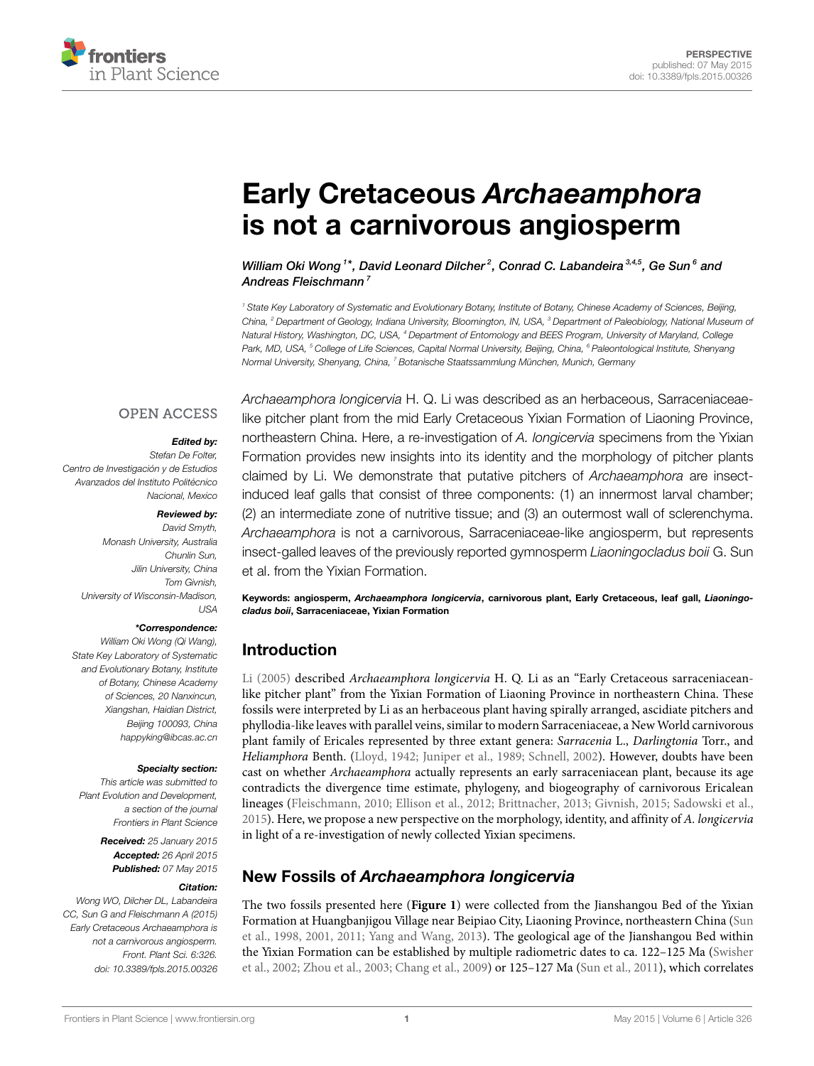# Early Cretaceous *Archaeamphora* is not a carnivorous angiosperm

*William Oki Wong [1]\*, David Leonard Dilcher [2], Conrad C. Labandeira [3,4,5], Ge Sun [6] and Andreas Fleischmann [7]*

[1] State Key Laboratory of Systematic and Evolutionary Botany, Institute of Botany, Chinese Academy of Sciences, Beijing, China, [2] Department of Geology, Indiana University, Bloomington, IN, USA, [3] Department of Paleobiology, National Museum of Natural History, Washington, DC, USA, [4] Department of Entomology and BEES Program, University of Maryland, College Park, MD, USA, [5] College of Life Sciences, Capital Normal University, Beijing, China, [6] Paleontological Institute, Shenyang Normal University, Shenyang, China, [7] Botanische Staatssammlung München, Munich, Germany

OPEN ACCESS

***Edited by:***
Stefan De Folter,
Centro de Investigación y de Estudios Avanzados del Instituto Politécnico Nacional, Mexico

***Reviewed by:***
David Smyth,
Monash University, Australia
Chunlin Sun,
Jilin University, China
Tom Givnish,
University of Wisconsin-Madison, USA

***\*Correspondence:***
William Oki Wong (Qi Wang),
State Key Laboratory of Systematic and Evolutionary Botany, Institute of Botany, Chinese Academy of Sciences, 20 Nanxincun, Xiangshan, Haidian District, Beijing 100093, China
happyking@ibcas.ac.cn

***Specialty section:***
This article was submitted to Plant Evolution and Development, a section of the journal Frontiers in Plant Science

***Received:*** 25 January 2015
***Accepted:*** 26 April 2015
***Published:*** 07 May 2015

***Citation:***
Wong WO, Dilcher DL, Labandeira CC, Sun G and Fleischmann A (2015) Early Cretaceous Archaeamphora is not a carnivorous angiosperm. Front. Plant Sci. 6:326. doi: 10.3389/fpls.2015.00326

*Archaeamphora longicervia* H. Q. Li was described as an herbaceous, Sarraceniaceae-like pitcher plant from the mid Early Cretaceous Yixian Formation of Liaoning Province, northeastern China. Here, a re-investigation of *A. longicervia* specimens from the Yixian Formation provides new insights into its identity and the morphology of pitcher plants claimed by Li. We demonstrate that putative pitchers of *Archaeamphora* are insect-induced leaf galls that consist of three components: (1) an innermost larval chamber; (2) an intermediate zone of nutritive tissue; and (3) an outermost wall of sclerenchyma. *Archaeamphora* is not a carnivorous, Sarraceniaceae-like angiosperm, but represents insect-galled leaves of the previously reported gymnosperm *Liaoningocladus boii* G. Sun et al. from the Yixian Formation.

**Keywords: angiosperm, *Archaeamphora longicervia*, carnivorous plant, Early Cretaceous, leaf gall, *Liaoningocladus boii*, Sarraceniaceae, Yixian Formation**

## Introduction

Li (2005) described *Archaeamphora longicervia* H. Q. Li as an "Early Cretaceous sarraceniacean-like pitcher plant" from the Yixian Formation of Liaoning Province in northeastern China. These fossils were interpreted by Li as an herbaceous plant having spirally arranged, ascidiate pitchers and phyllodia-like leaves with parallel veins, similar to modern Sarraceniaceae, a New World carnivorous plant family of Ericales represented by three extant genera: *Sarracenia* L., *Darlingtonia* Torr., and *Heliamphora* Benth. (Lloyd, 1942; Juniper et al., 1989; Schnell, 2002). However, doubts have been cast on whether *Archaeamphora* actually represents an early sarraceniacean plant, because its age contradicts the divergence time estimate, phylogeny, and biogeography of carnivorous Ericalean lineages (Fleischmann, 2010; Ellison et al., 2012; Brittnacher, 2013; Givnish, 2015; Sadowski et al., 2015). Here, we propose a new perspective on the morphology, identity, and affinity of *A. longicervia* in light of a re-investigation of newly collected Yixian specimens.

## New Fossils of *Archaeamphora longicervia*

The two fossils presented here (**Figure 1**) were collected from the Jianshangou Bed of the Yixian Formation at Huangbanjigou Village near Beipiao City, Liaoning Province, northeastern China (Sun et al., 1998, 2001, 2011; Yang and Wang, 2013). The geological age of the Jianshangou Bed within the Yixian Formation can be established by multiple radiometric dates to ca. 122–125 Ma (Swisher et al., 2002; Zhou et al., 2003; Chang et al., 2009) or 125–127 Ma (Sun et al., 2011), which correlates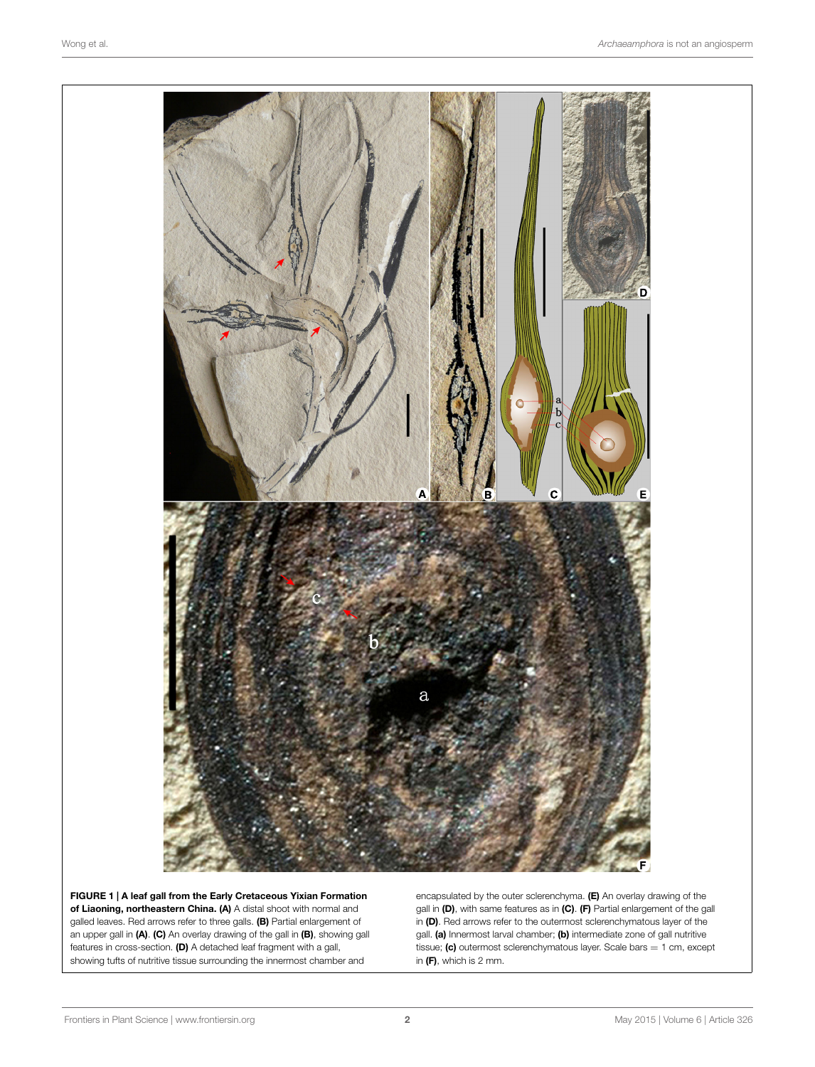**FIGURE 1 | A leaf gall from the Early Cretaceous Yixian Formation of Liaoning, northeastern China. (A)** A distal shoot with normal and galled leaves. Red arrows refer to three galls. **(B)** Partial enlargement of an upper gall in **(A)**. **(C)** An overlay drawing of the gall in **(B)**, showing gall features in cross-section. **(D)** A detached leaf fragment with a gall, showing tufts of nutritive tissue surrounding the innermost chamber and encapsulated by the outer sclerenchyma. **(E)** An overlay drawing of the gall in **(D)**, with same features as in **(C)**. **(F)** Partial enlargement of the gall in **(D)**. Red arrows refer to the outermost sclerenchymatous layer of the gall. **(a)** Innermost larval chamber; **(b)** intermediate zone of gall nutritive tissue; **(c)** outermost sclerenchymatous layer. Scale bars = 1 cm, except in **(F)**, which is 2 mm.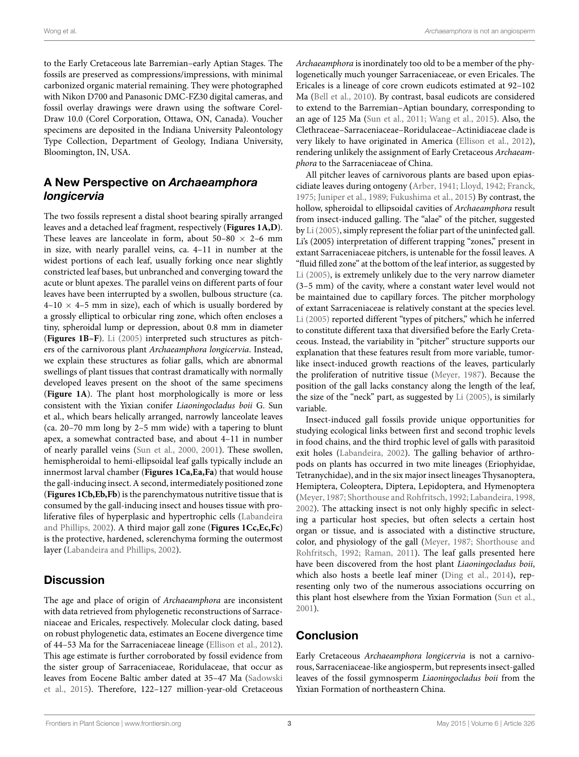to the Early Cretaceous late Barremian–early Aptian Stages. The fossils are preserved as compressions/impressions, with minimal carbonized organic material remaining. They were photographed with Nikon D700 and Panasonic DMC-FZ30 digital cameras, and fossil overlay drawings were drawn using the software CorelDraw 10.0 (Corel Corporation, Ottawa, ON, Canada). Voucher specimens are deposited in the Indiana University Paleontology Type Collection, Department of Geology, Indiana University, Bloomington, IN, USA.

## A New Perspective on *Archaeamphora longicervia*

The two fossils represent a distal shoot bearing spirally arranged leaves and a detached leaf fragment, respectively (**Figures 1A,D**). These leaves are lanceolate in form, about 50–80 × 2–6 mm in size, with nearly parallel veins, ca. 4–11 in number at the widest portions of each leaf, usually forking once near slightly constricted leaf bases, but unbranched and converging toward the acute or blunt apexes. The parallel veins on different parts of four leaves have been interrupted by a swollen, bulbous structure (ca. 4–10 × 4–5 mm in size), each of which is usually bordered by a grossly elliptical to orbicular ring zone, which often encloses a tiny, spheroidal lump or depression, about 0.8 mm in diameter (**Figures 1B–F**). Li (2005) interpreted such structures as pitchers of the carnivorous plant *Archaeamphora longicervia*. Instead, we explain these structures as foliar galls, which are abnormal swellings of plant tissues that contrast dramatically with normally developed leaves present on the shoot of the same specimens (**Figure 1A**). The plant host morphologically is more or less consistent with the Yixian conifer *Liaoningocladus boii* G. Sun et al., which bears helically arranged, narrowly lanceolate leaves (ca. 20–70 mm long by 2–5 mm wide) with a tapering to blunt apex, a somewhat contracted base, and about 4–11 in number of nearly parallel veins (Sun et al., 2000, 2001). These swollen, hemispheroidal to hemi-ellipsoidal leaf galls typically include an innermost larval chamber (**Figures 1Ca,Ea,Fa**) that would house the gall-inducing insect. A second, intermediately positioned zone (**Figures 1Cb,Eb,Fb**) is the parenchymatous nutritive tissue that is consumed by the gall-inducing insect and houses tissue with proliferative files of hyperplasic and hypertrophic cells (Labandeira and Phillips, 2002). A third major gall zone (**Figures 1Cc,Ec,Fc**) is the protective, hardened, sclerenchyma forming the outermost layer (Labandeira and Phillips, 2002).

## Discussion

The age and place of origin of *Archaeamphora* are inconsistent with data retrieved from phylogenetic reconstructions of Sarraceniaceae and Ericales, respectively. Molecular clock dating, based on robust phylogenetic data, estimates an Eocene divergence time of 44–53 Ma for the Sarraceniaceae lineage (Ellison et al., 2012). This age estimate is further corroborated by fossil evidence from the sister group of Sarraceniaceae, Roridulaceae, that occur as leaves from Eocene Baltic amber dated at 35–47 Ma (Sadowski et al., 2015). Therefore, 122–127 million-year-old Cretaceous *Archaeamphora* is inordinately too old to be a member of the phylogenetically much younger Sarraceniaceae, or even Ericales. The Ericales is a lineage of core crown eudicots estimated at 92–102 Ma (Bell et al., 2010). By contrast, basal eudicots are considered to extend to the Barremian–Aptian boundary, corresponding to an age of 125 Ma (Sun et al., 2011; Wang et al., 2015). Also, the Clethraceae–Sarraceniaceae–Roridulaceae–Actinidiaceae clade is very likely to have originated in America (Ellison et al., 2012), rendering unlikely the assignment of Early Cretaceous *Archaeamphora* to the Sarraceniaceae of China.

All pitcher leaves of carnivorous plants are based upon epiascidiate leaves during ontogeny (Arber, 1941; Lloyd, 1942; Franck, 1975; Juniper et al., 1989; Fukushima et al., 2015) By contrast, the hollow, spheroidal to ellipsoidal cavities of *Archaeamphora* result from insect-induced galling. The "alae" of the pitcher, suggested by Li (2005), simply represent the foliar part of the uninfected gall. Li's (2005) interpretation of different trapping "zones," present in extant Sarraceniaceae pitchers, is untenable for the fossil leaves. A "fluid filled zone" at the bottom of the leaf interior, as suggested by Li (2005), is extremely unlikely due to the very narrow diameter (3–5 mm) of the cavity, where a constant water level would not be maintained due to capillary forces. The pitcher morphology of extant Sarraceniaceae is relatively constant at the species level. Li (2005) reported different "types of pitchers," which he inferred to constitute different taxa that diversified before the Early Cretaceous. Instead, the variability in "pitcher" structure supports our explanation that these features result from more variable, tumor-like insect-induced growth reactions of the leaves, particularly the proliferation of nutritive tissue (Meyer, 1987). Because the position of the gall lacks constancy along the length of the leaf, the size of the "neck" part, as suggested by Li (2005), is similarly variable.

Insect-induced gall fossils provide unique opportunities for studying ecological links between first and second trophic levels in food chains, and the third trophic level of galls with parasitoid exit holes (Labandeira, 2002). The galling behavior of arthropods on plants has occurred in two mite lineages (Eriophyidae, Tetranychidae), and in the six major insect lineages Thysanoptera, Hemiptera, Coleoptera, Diptera, Lepidoptera, and Hymenoptera (Meyer, 1987; Shorthouse and Rohfritsch, 1992; Labandeira, 1998, 2002). The attacking insect is not only highly specific in selecting a particular host species, but often selects a certain host organ or tissue, and is associated with a distinctive structure, color, and physiology of the gall (Meyer, 1987; Shorthouse and Rohfritsch, 1992; Raman, 2011). The leaf galls presented here have been discovered from the host plant *Liaoningocladus boii*, which also hosts a beetle leaf miner (Ding et al., 2014), representing only two of the numerous associations occurring on this plant host elsewhere from the Yixian Formation (Sun et al., 2001).

## Conclusion

Early Cretaceous *Archaeamphora longicervia* is not a carnivorous, Sarraceniaceae-like angiosperm, but represents insect-galled leaves of the fossil gymnosperm *Liaoningocladus boii* from the Yixian Formation of northeastern China.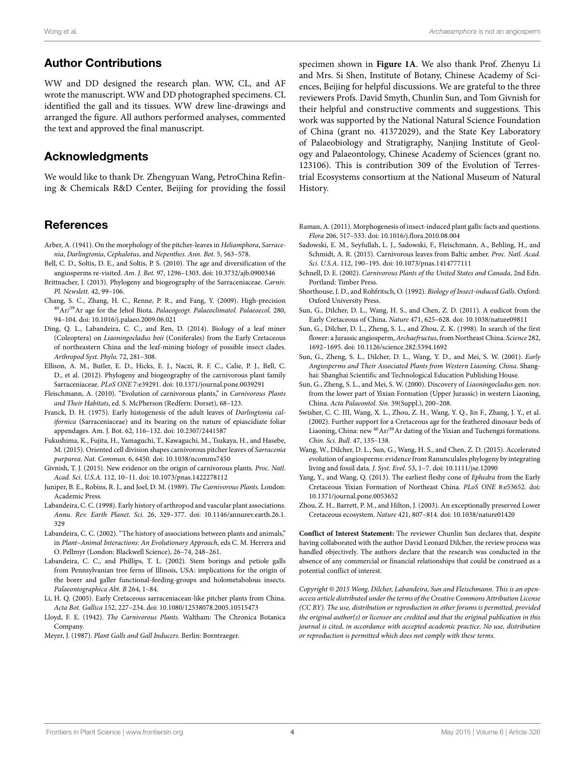## Author Contributions

WW and DD designed the research plan. WW, CL, and AF wrote the manuscript. WW and DD photographed specimens. CL identified the gall and its tissues. WW drew line-drawings and arranged the figure. All authors performed analyses, commented the text and approved the final manuscript.

## Acknowledgments

We would like to thank Dr. Zhengyuan Wang, PetroChina Refining & Chemicals R&D Center, Beijing for providing the fossil specimen shown in **Figure 1A**. We also thank Prof. Zhenyu Li and Mrs. Si Shen, Institute of Botany, Chinese Academy of Sciences, Beijing for helpful discussions. We are grateful to the three reviewers Profs. David Smyth, Chunlin Sun, and Tom Givnish for their helpful and constructive comments and suggestions. This work was supported by the National Natural Science Foundation of China (grant no. 41372029), and the State Key Laboratory of Palaeobiology and Stratigraphy, Nanjing Institute of Geology and Palaeontology, Chinese Academy of Sciences (grant no. 123106). This is contribution 309 of the Evolution of Terrestrial Ecosystems consortium at the National Museum of Natural History.

## References

Arber, A. (1941). On the morphology of the pitcher-leaves in *Heliamphora*, *Sarracenia*, *Darlingtonia*, *Cephalotus*, and *Nepenthes*. *Ann. Bot.* 5, 563–578.

Bell, C. D., Soltis, D. E., and Soltis, P. S. (2010). The age and diversification of the angiosperms re-visited. *Am. J. Bot.* 97, 1296–1303. doi: 10.3732/ajb.0900346

Brittnacher, J. (2013). Phylogeny and biogeography of the Sarraceniaceae. *Carniv. Pl. Newslett.* 42, 99–106.

Chang, S. C., Zhang, H. C., Renne, P. R., and Fang, Y. (2009). High-precision $^{40}$Ar/$^{39}$Ar age for the Jehol Biota. *Palaeogeogr. Palaeoclimatol. Palaeoecol.* 280, 94–104. doi: 10.1016/j.palaeo.2009.06.021

Ding, Q. L., Labandeira, C. C., and Ren, D. (2014). Biology of a leaf miner (Coleoptera) on *Liaoningocladus boii* (Coniferales) from the Early Cretaceous of northeastern China and the leaf-mining biology of possible insect clades. *Arthropod Syst. Phylo.* 72, 281–308.

Ellison, A. M., Butler, E. D., Hicks, E. J., Naczi, R. F. C., Calie, P. J., Bell, C. D., et al. (2012). Phylogeny and biogeography of the carnivorous plant family Sarraceniaceae. *PLoS ONE* 7:e39291. doi: 10.1371/journal.pone.0039291

Fleischmann, A. (2010). "Evolution of carnivorous plants," in *Carnivorous Plants and Their Habitats*, ed. S. McPherson (Redfern: Dorset), 68–123.

Franck, D. H. (1975). Early histogenesis of the adult leaves of *Darlingtonia californica* (Sarraceniaceae) and its bearing on the nature of epiascidiate foliar appendages. Am. J. Bot. 62, 116–132. doi: 10.2307/2441587

Fukushima, K., Fujita, H., Yamaguchi, T., Kawaguchi, M., Tsukaya, H., and Hasebe, M. (2015). Oriented cell division shapes carnivorous pitcher leaves of *Sarracenia purpurea*. *Nat. Commun.* 6, 6450. doi: 10.1038/ncomms7450

Givnish, T. J. (2015). New evidence on the origin of carnivorous plants. *Proc. Natl. Acad. Sci. U.S.A.* 112, 10–11. doi: 10.1073/pnas.1422278112

Juniper, B. E., Robins, R. J., and Joel, D. M. (1989). *The Carnivorous Plants*. London: Academic Press.

Labandeira, C. C. (1998). Early history of arthropod and vascular plant associations. *Annu. Rev. Earth Planet. Sci.* 26, 329–377. doi: 10.1146/annurev.earth.26.1.329

Labandeira, C. C. (2002). "The history of associations between plants and animals," in *Plant–Animal Interactions: An Evolutionary Approach*, eds C. M. Herrera and O. Pellmyr (London: Blackwell Science), 26–74, 248–261.

Labandeira, C. C., and Phillips, T. L. (2002). Stem borings and petiole galls from Pennsylvanian tree ferns of Illinois, USA: implications for the origin of the borer and galler functional-feeding-groups and holometabolous insects. *Palaeontographica Abt. B* 264, 1–84.

Li, H. Q. (2005). Early Cretaceous sarraceniacean-like pitcher plants from China. *Acta Bot. Gallica* 152, 227–234. doi: 10.1080/12538078.2005.10515473

Lloyd, F. E. (1942). *The Carnivorous Plants*. Waltham: The Chronica Botanica Company.

Meyer, J. (1987). *Plant Galls and Gall Inducers*. Berlin: Borntraeger.

Raman, A. (2011). Morphogenesis of insect-induced plant galls: facts and questions. *Flora* 206, 517–533. doi: 10.1016/j.flora.2010.08.004

Sadowski, E. M., Seyfullah, L. J., Sadowski, F., Fleischmann, A., Behling, H., and Schmidt, A. R. (2015). Carnivorous leaves from Baltic amber. *Proc. Natl. Acad. Sci. U.S.A.* 112, 190–195. doi: 10.1073/pnas.1414777111

Schnell, D. E. (2002). *Carnivorous Plants of the United States and Canada*, 2nd Edn. Portland: Timber Press.

Shorthouse, J. D., and Rohfritsch, O. (1992). *Biology of Insect-induced Galls*. Oxford: Oxford University Press.

Sun, G., Dilcher, D. L., Wang, H. S., and Chen, Z. D. (2011). A eudicot from the Early Cretaceous of China. *Nature* 471, 625–628. doi: 10.1038/nature09811

Sun, G., Dilcher, D. L., Zheng, S. L., and Zhou, Z. K. (1998). In search of the first flower: a Jurassic angiosperm, *Archaefructus*, from Northeast China. *Science* 282, 1692–1695. doi: 10.1126/science.282.5394.1692

Sun, G., Zheng, S. L., Dilcher, D. L., Wang, Y. D., and Mei, S. W. (2001). *Early Angiosperms and Their Associated Plants from Western Liaoning, China*. Shanghai: Shanghai Scientific and Technological Education Publishing House.

Sun, G., Zheng, S. L., and Mei, S. W. (2000). Discovery of *Liaoningocladus* gen. nov. from the lower part of Yixian Formation (Upper Jurassic) in western Liaoning, China. *Acta Palaeontol. Sin.* 39(Suppl.), 200–208.

Swisher, C. C. III, Wang, X. L., Zhou, Z. H., Wang, Y. Q., Jin F., Zhang, J. Y., et al. (2002). Further support for a Cretaceous age for the feathered dinosaur beds of Liaoning, China: new $^{40}$Ar/$^{39}$Ar dating of the Yixian and Tuchengzi formations. *Chin. Sci. Bull.* 47, 135–138.

Wang, W., Dilcher, D. L., Sun, G., Wang, H. S., and Chen, Z. D. (2015). Accelerated evolution of angiosperms: evidence from Ranunculales phylogeny by integrating living and fossil data. *J. Syst. Evol.* 53, 1–7. doi: 10.1111/jse.12090

Yang, Y., and Wang, Q. (2013). The earliest fleshy cone of *Ephedra* from the Early Cretaceous Yixian Formation of Northeast China. *PLoS ONE* 8:e53652. doi: 10.1371/journal.pone.0053652

Zhou, Z. H., Barrett, P. M., and Hilton, J. (2003). An exceptionally preserved Lower Cretaceous ecosystem. *Nature* 421, 807–814. doi: 10.1038/nature01420

**Conflict of Interest Statement:** The reviewer Chunlin Sun declares that, despite having collaborated with the author David Leonard Dilcher, the review process was handled objectively. The authors declare that the research was conducted in the absence of any commercial or financial relationships that could be construed as a potential conflict of interest.

*Copyright © 2015 Wong, Dilcher, Labandeira, Sun and Fleischmann. This is an open-access article distributed under the terms of the Creative Commons Attribution License (CC BY). The use, distribution or reproduction in other forums is permitted, provided the original author(s) or licensor are credited and that the original publication in this journal is cited, in accordance with accepted academic practice. No use, distribution or reproduction is permitted which does not comply with these terms.*